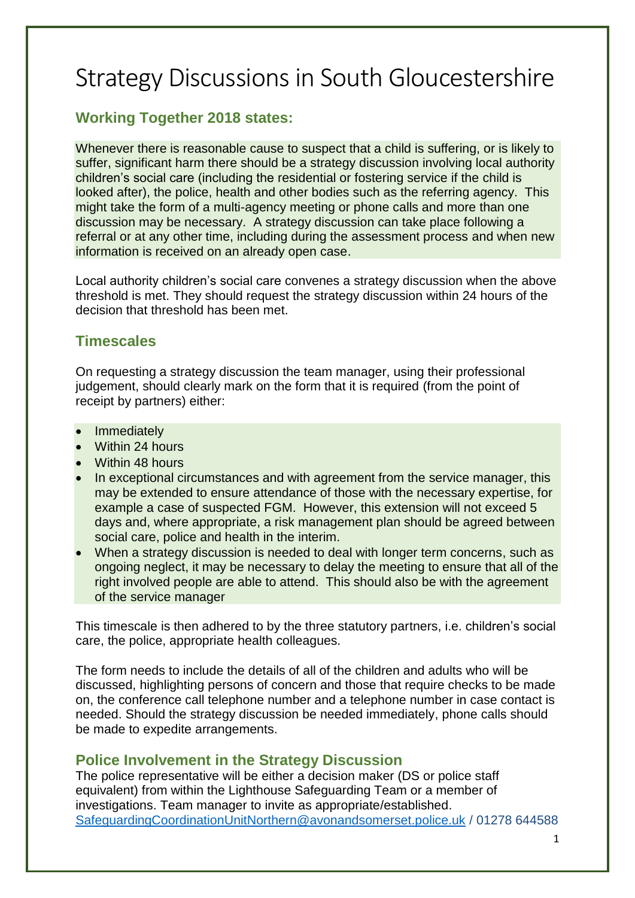# Strategy Discussions in South Gloucestershire

## Working Together 2018 states:

Whenever there is reasonable cause to suspect that a child is suffering, or is likely to suffer, significant harm there should be a strategy discussion involving local authority children's social care (including the residential or fostering service if the child is looked after), the police, health and other bodies such as the referring agency. This might take the form of a multi-agency meeting or phone calls and more than one discussion may be necessary. A strategy discussion can take place following a referral or at any other time, including during the assessment process and when new information is received on an already open case.

Local authority children's social care convenes a strategy discussion when the above threshold is met. They should request the strategy discussion within 24 hours of the decision that threshold has been met.

## Timescales

On requesting a strategy discussion the team manager, using their professional judgement, should clearly mark on the form that it is required (from the point of receipt by partners) either:

- Immediately
- Within 24 hours
- Within 48 hours
- In exceptional circumstances and with agreement from the service manager, this may be extended to ensure attendance of those with the necessary expertise, for example a case of suspected FGM. However, this extension will not exceed 5 days and, where appropriate, a risk management plan should be agreed between social care, police and health in the interim.
- When a strategy discussion is needed to deal with longer term concerns, such as ongoing neglect, it may be necessary to delay the meeting to ensure that all of the right involved people are able to attend. This should also be with the agreement of the service manager

This timescale is then adhered to by the three statutory partners, i.e. children's social care, the police, appropriate health colleagues.

The form needs to include the details of all of the children and adults who will be discussed, highlighting persons of concern and those that require checks to be made on, the conference call telephone number and a telephone number in case contact is needed. Should the strategy discussion be needed immediately, phone calls should be made to expedite arrangements.

## Police Involvement in the Strategy Discussion

The police representative will be either a decision maker (DS or police staff equivalent) from within the Lighthouse Safeguarding Team or a member of investigations. Team manager to invite as appropriate/established.
SafeguardingCoordinationUnitNorthern@avonandsomerset.police.uk / 01278 644588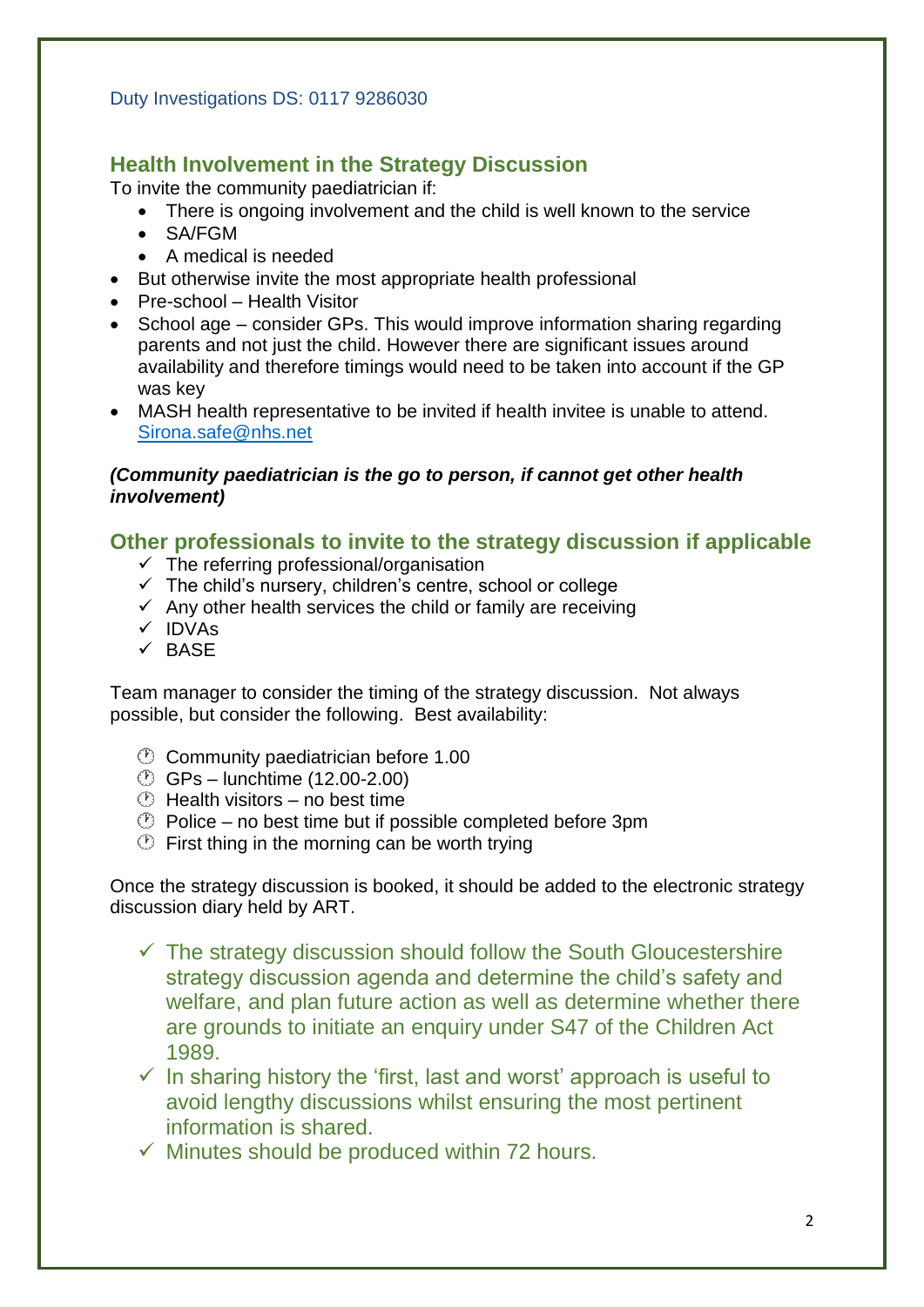Duty Investigations DS: 0117 9286030

## Health Involvement in the Strategy Discussion

To invite the community paediatrician if:

- There is ongoing involvement and the child is well known to the service
- SA/FGM
- A medical is needed

- But otherwise invite the most appropriate health professional
- Pre-school – Health Visitor
- School age – consider GPs. This would improve information sharing regarding parents and not just the child. However there are significant issues around availability and therefore timings would need to be taken into account if the GP was key
- MASH health representative to be invited if health invitee is unable to attend. [Sirona.safe@nhs.net](mailto:Sirona.safe@nhs.net)

***(Community paediatrician is the go to person, if cannot get other health involvement)***

## Other professionals to invite to the strategy discussion if applicable

- ✓ The referring professional/organisation
- ✓ The child's nursery, children's centre, school or college
- ✓ Any other health services the child or family are receiving
- ✓ IDVAs
- ✓ BASE

Team manager to consider the timing of the strategy discussion. Not always possible, but consider the following. Best availability:

- Community paediatrician before 1.00
- GPs – lunchtime (12.00-2.00)
- Health visitors – no best time
- Police – no best time but if possible completed before 3pm
- First thing in the morning can be worth trying

Once the strategy discussion is booked, it should be added to the electronic strategy discussion diary held by ART.

- ✓ The strategy discussion should follow the South Gloucestershire strategy discussion agenda and determine the child's safety and welfare, and plan future action as well as determine whether there are grounds to initiate an enquiry under S47 of the Children Act 1989.
- ✓ In sharing history the 'first, last and worst' approach is useful to avoid lengthy discussions whilst ensuring the most pertinent information is shared.
- ✓ Minutes should be produced within 72 hours.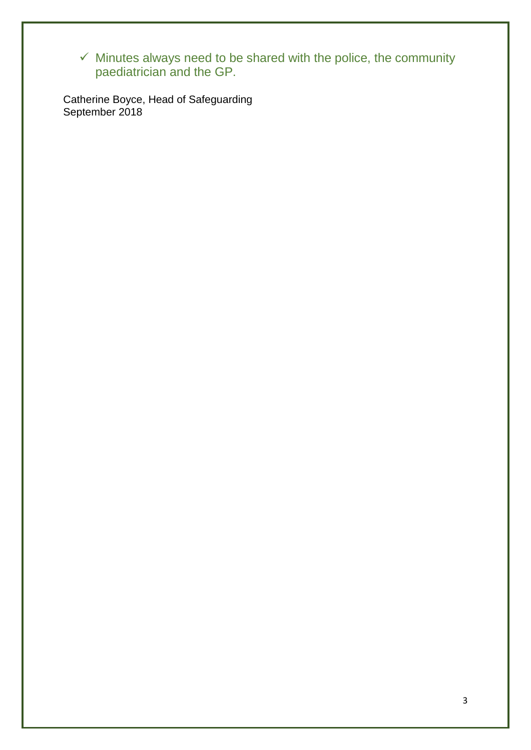- ✓ Minutes always need to be shared with the police, the community paediatrician and the GP.

Catherine Boyce, Head of Safeguarding
September 2018